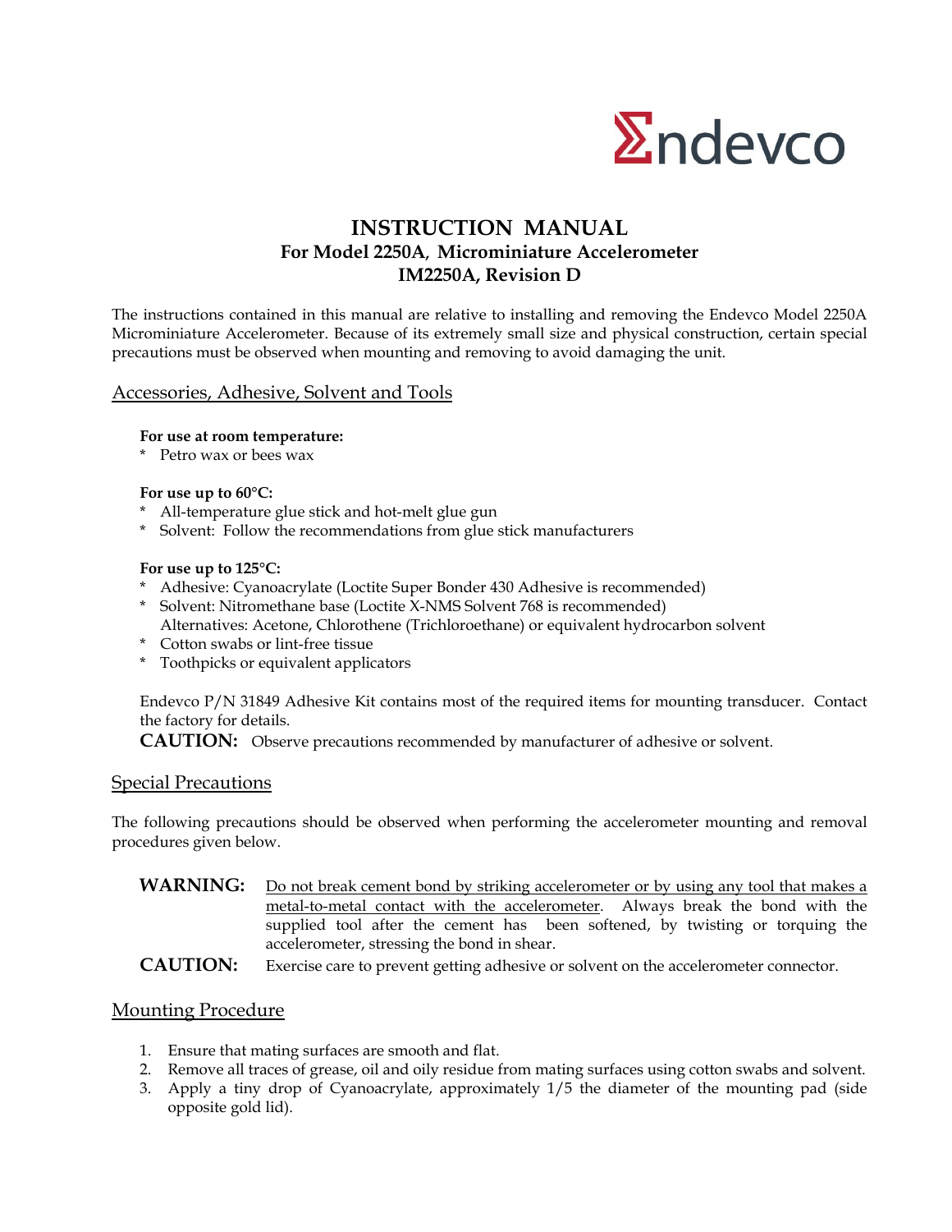Endevco

# INSTRUCTION MANUAL
## For Model 2250A, Microminiature Accelerometer
## IM2250A, Revision D

The instructions contained in this manual are relative to installing and removing the Endevco Model 2250A Microminiature Accelerometer. Because of its extremely small size and physical construction, certain special precautions must be observed when mounting and removing to avoid damaging the unit.

## Accessories, Adhesive, Solvent and Tools

**For use at room temperature:**

* Petro wax or bees wax

**For use up to 60°C:**

* All-temperature glue stick and hot-melt glue gun
* Solvent: Follow the recommendations from glue stick manufacturers

**For use up to 125°C:**

* Adhesive: Cyanoacrylate (Loctite Super Bonder 430 Adhesive is recommended)
* Solvent: Nitromethane base (Loctite X-NMS Solvent 768 is recommended)
  Alternatives: Acetone, Chlorothene (Trichloroethane) or equivalent hydrocarbon solvent
* Cotton swabs or lint-free tissue
* Toothpicks or equivalent applicators

Endevco P/N 31849 Adhesive Kit contains most of the required items for mounting transducer. Contact the factory for details.

**CAUTION:** Observe precautions recommended by manufacturer of adhesive or solvent.

## Special Precautions

The following precautions should be observed when performing the accelerometer mounting and removal procedures given below.

**WARNING:** Do not break cement bond by striking accelerometer or by using any tool that makes a metal-to-metal contact with the accelerometer. Always break the bond with the supplied tool after the cement has been softened, by twisting or torquing the accelerometer, stressing the bond in shear.

**CAUTION:** Exercise care to prevent getting adhesive or solvent on the accelerometer connector.

## Mounting Procedure

1. Ensure that mating surfaces are smooth and flat.
2. Remove all traces of grease, oil and oily residue from mating surfaces using cotton swabs and solvent.
3. Apply a tiny drop of Cyanoacrylate, approximately 1/5 the diameter of the mounting pad (side opposite gold lid).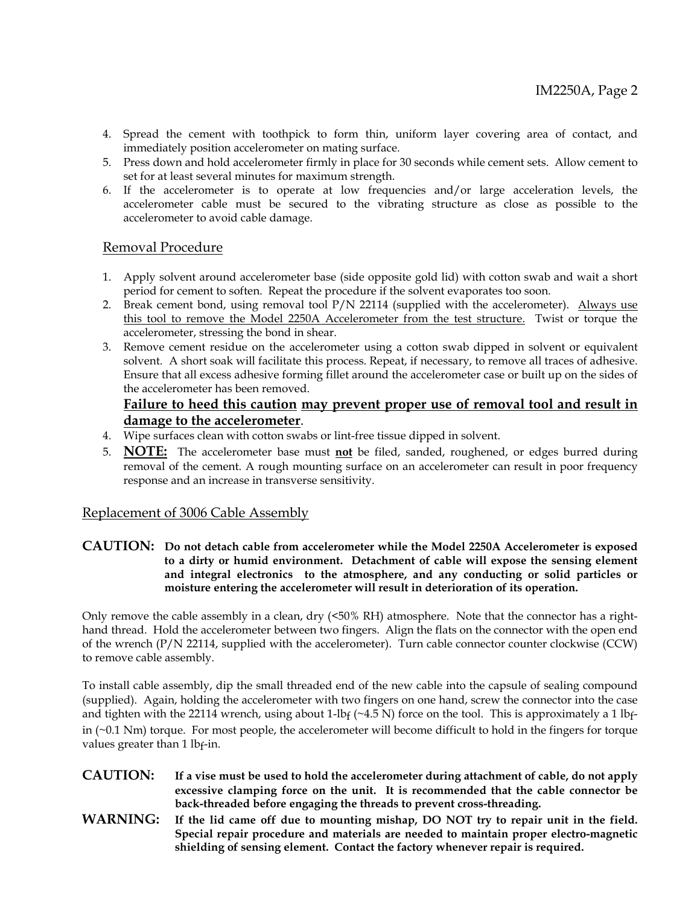4. Spread the cement with toothpick to form thin, uniform layer covering area of contact, and immediately position accelerometer on mating surface.
5. Press down and hold accelerometer firmly in place for 30 seconds while cement sets. Allow cement to set for at least several minutes for maximum strength.
6. If the accelerometer is to operate at low frequencies and/or large acceleration levels, the accelerometer cable must be secured to the vibrating structure as close as possible to the accelerometer to avoid cable damage.

## Removal Procedure

1. Apply solvent around accelerometer base (side opposite gold lid) with cotton swab and wait a short period for cement to soften. Repeat the procedure if the solvent evaporates too soon.
2. Break cement bond, using removal tool P/N 22114 (supplied with the accelerometer). Always use this tool to remove the Model 2250A Accelerometer from the test structure. Twist or torque the accelerometer, stressing the bond in shear.
3. Remove cement residue on the accelerometer using a cotton swab dipped in solvent or equivalent solvent. A short soak will facilitate this process. Repeat, if necessary, to remove all traces of adhesive. Ensure that all excess adhesive forming fillet around the accelerometer case or built up on the sides of the accelerometer has been removed.

   **Failure to heed this caution may prevent proper use of removal tool and result in damage to the accelerometer**.
4. Wipe surfaces clean with cotton swabs or lint-free tissue dipped in solvent.
5. **NOTE:** The accelerometer base must **not** be filed, sanded, roughened, or edges burred during removal of the cement. A rough mounting surface on an accelerometer can result in poor frequency response and an increase in transverse sensitivity.

## Replacement of 3006 Cable Assembly

**CAUTION: Do not detach cable from accelerometer while the Model 2250A Accelerometer is exposed to a dirty or humid environment. Detachment of cable will expose the sensing element and integral electronics to the atmosphere, and any conducting or solid particles or moisture entering the accelerometer will result in deterioration of its operation.**

Only remove the cable assembly in a clean, dry (<50% RH) atmosphere. Note that the connector has a right-hand thread. Hold the accelerometer between two fingers. Align the flats on the connector with the open end of the wrench (P/N 22114, supplied with the accelerometer). Turn cable connector counter clockwise (CCW) to remove cable assembly.

To install cable assembly, dip the small threaded end of the new cable into the capsule of sealing compound (supplied). Again, holding the accelerometer with two fingers on one hand, screw the connector into the case and tighten with the 22114 wrench, using about 1-$lb_f$ (~4.5 N) force on the tool. This is approximately a 1 $lb_f$-in (~0.1 Nm) torque. For most people, the accelerometer will become difficult to hold in the fingers for torque values greater than 1 $lb_f$-in.

**CAUTION: If a vise must be used to hold the accelerometer during attachment of cable, do not apply excessive clamping force on the unit. It is recommended that the cable connector be back-threaded before engaging the threads to prevent cross-threading.**

**WARNING: If the lid came off due to mounting mishap, DO NOT try to repair unit in the field. Special repair procedure and materials are needed to maintain proper electro-magnetic shielding of sensing element. Contact the factory whenever repair is required.**